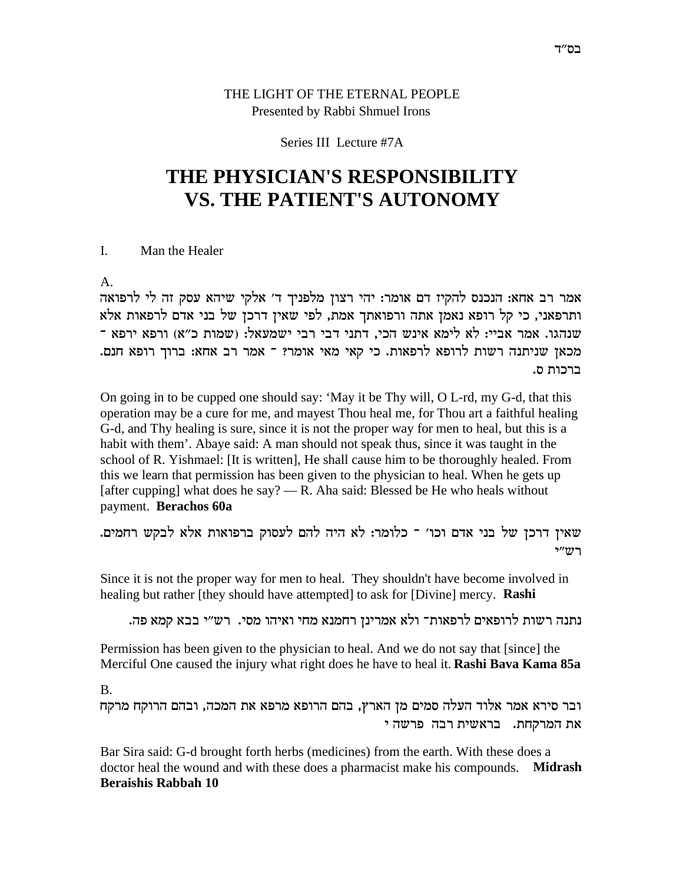בס"ד

THE LIGHT OF THE ETERNAL PEOPLE
Presented by Rabbi Shmuel Irons

Series III Lecture #7A

# THE PHYSICIAN'S RESPONSIBILITY VS. THE PATIENT'S AUTONOMY

I. Man the Healer

A.

אמר רב אחא: הנכנס להקיז דם אומר: יהי רצון מלפניך ד׳ אלקי שיהא עסק זה לי לרפואה ותרפאני, כי קל רופא נאמן אתה ורפואתך אמת, לפי שאין דרכן של בני אדם לרפאות אלא שנהגו. אמר אביי: לא לימא אינש הכי, דתני דבי רבי ישמעאל: (שמות כ"א) ורפא ירפא - מכאן שניתנה רשות לרופא לרפאות. כי קאי מאי אומר? - אמר רב אחא: ברוך רופא חנם. ברכות ס.

On going in to be cupped one should say: 'May it be Thy will, O L-rd, my G-d, that this operation may be a cure for me, and mayest Thou heal me, for Thou art a faithful healing G-d, and Thy healing is sure, since it is not the proper way for men to heal, but this is a habit with them'. Abaye said: A man should not speak thus, since it was taught in the school of R. Yishmael: [It is written], He shall cause him to be thoroughly healed. From this we learn that permission has been given to the physician to heal. When he gets up [after cupping] what does he say? — R. Aha said: Blessed be He who heals without payment. **Berachos 60a**

שאין דרכן של בני אדם וכו׳ - כלומר: לא היה להם לעסוק ברפואות אלא לבקש רחמים. רש"י

Since it is not the proper way for men to heal. They shouldn't have become involved in healing but rather [they should have attempted] to ask for [Divine] mercy. **Rashi**

נתנה רשות לרופאים לרפאות- ולא אמרינן רחמנא מחי ואיהו מסי. רש"י בבא קמא פה.

Permission has been given to the physician to heal. And we do not say that [since] the Merciful One caused the injury what right does he have to heal it. **Rashi Bava Kama 85a**

B.

ובר סירא אמר אלוד העלה סמים מן הארץ, בהם הרופא מרפא את המכה, ובהם הרוקח מרקח את המרקחת. בראשית רבה פרשה י

Bar Sira said: G-d brought forth herbs (medicines) from the earth. With these does a doctor heal the wound and with these does a pharmacist make his compounds. **Midrash Beraishis Rabbah 10**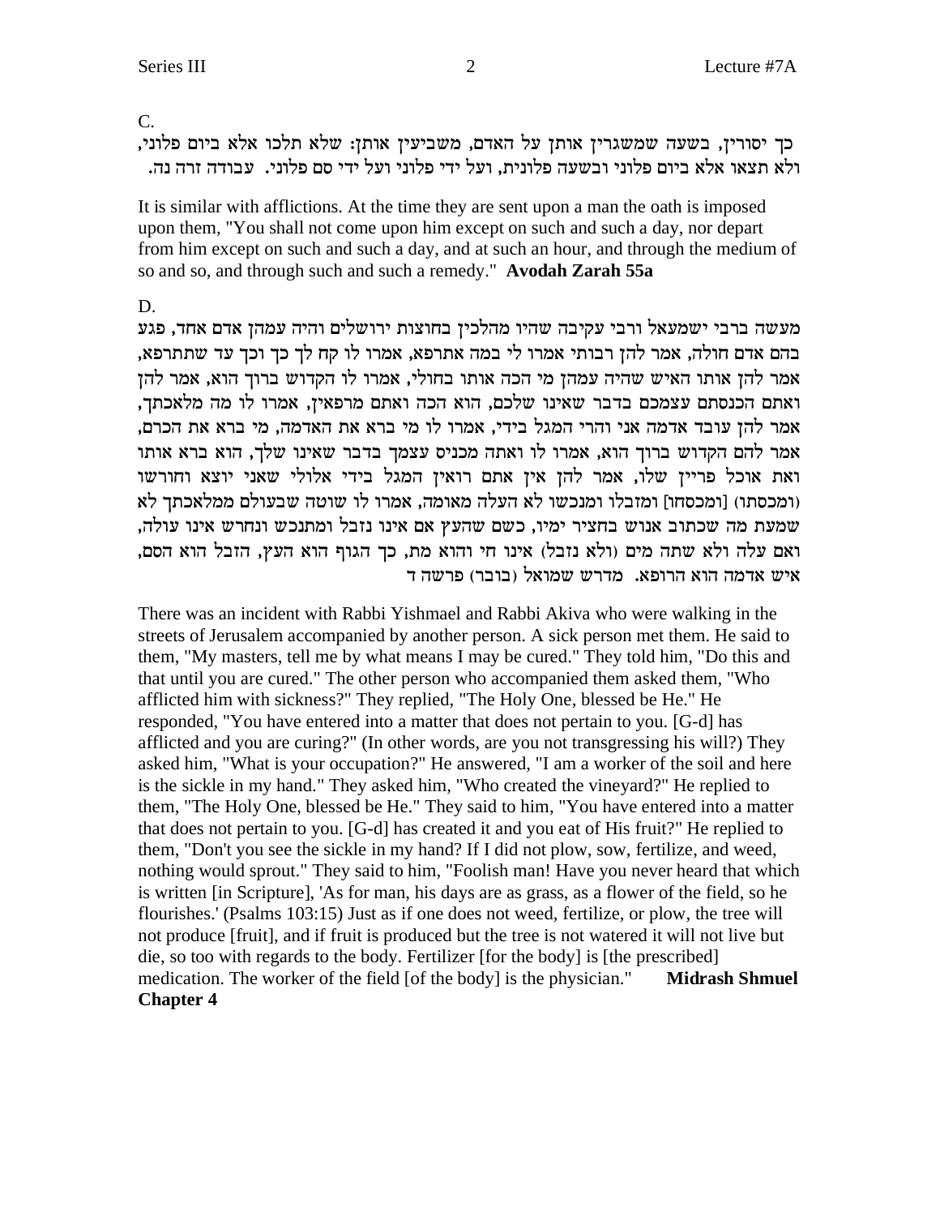C.

כך יסורין, בשעה שמשגרין אותן על האדם, משביעין אותן: שלא תלכו אלא ביום פלוני, ולא תצאו אלא ביום פלוני ובשעה פלונית, ועל ידי פלוני ועל ידי סם פלוני. עבודה זרה נה.

It is similar with afflictions. At the time they are sent upon a man the oath is imposed upon them, "You shall not come upon him except on such and such a day, nor depart from him except on such and such a day, and at such an hour, and through the medium of so and so, and through such and such a remedy." **Avodah Zarah 55a**

D.

מעשה ברבי ישמעאל ורבי עקיבה שהיו מהלכין בחוצות ירושלים והיה עמהן אדם אחד, פגע בהם אדם חולה, אמר להן רבותי אמרו לי במה אתרפא, אמרו לו קח לך כך וכך עד שתתרפא, אמר להן אותו האיש שהיה עמהן מי הכה אותו בחולי, אמרו לו הקדוש ברוך הוא, אמר להן ואתם הכנסתם עצמכם בדבר שאינו שלכם, הוא הכה ואתם מרפאין, אמרו לו מה מלאכתך, אמר להן עובד אדמה אני והרי המגל בידי, אמרו לו מי ברא את האדמה, מי ברא את הכרם, אמר להם הקדוש ברוך הוא, אמרו לו ואתה מכניס עצמך בדבר שאינו שלך, הוא ברא אותו ואת אוכל פריין שלו, אמר להן אין אתם רואין המגל בידי אלולי שאני יוצא וחורשו (ומכסחו) [ומכסתו] ומזבלו ומנכשו לא העלה מאומה, אמרו לו שוטה שבעולם ממלאכתך לא שמעת מה שכתוב אנוש בחציר ימיו, כשם שהעץ אם אינו נזבל ומתנכש ונחרש אינו עולה, ואם עלה ולא שתה מים (ולא נזבל) אינו חי והוא מת, כך הגוף הוא העץ, הזבל הוא הסם, איש אדמה הוא הרופא. מדרש שמואל (בובר) פרשה ד

There was an incident with Rabbi Yishmael and Rabbi Akiva who were walking in the streets of Jerusalem accompanied by another person. A sick person met them. He said to them, "My masters, tell me by what means I may be cured." They told him, "Do this and that until you are cured." The other person who accompanied them asked them, "Who afflicted him with sickness?" They replied, "The Holy One, blessed be He." He responded, "You have entered into a matter that does not pertain to you. [G-d] has afflicted and you are curing?" (In other words, are you not transgressing his will?) They asked him, "What is your occupation?" He answered, "I am a worker of the soil and here is the sickle in my hand." They asked him, "Who created the vineyard?" He replied to them, "The Holy One, blessed be He." They said to him, "You have entered into a matter that does not pertain to you. [G-d] has created it and you eat of His fruit?" He replied to them, "Don't you see the sickle in my hand? If I did not plow, sow, fertilize, and weed, nothing would sprout." They said to him, "Foolish man! Have you never heard that which is written [in Scripture], 'As for man, his days are as grass, as a flower of the field, so he flourishes.' (Psalms 103:15) Just as if one does not weed, fertilize, or plow, the tree will not produce [fruit], and if fruit is produced but the tree is not watered it will not live but die, so too with regards to the body. Fertilizer [for the body] is [the prescribed] medication. The worker of the field [of the body] is the physician." **Midrash Shmuel Chapter 4**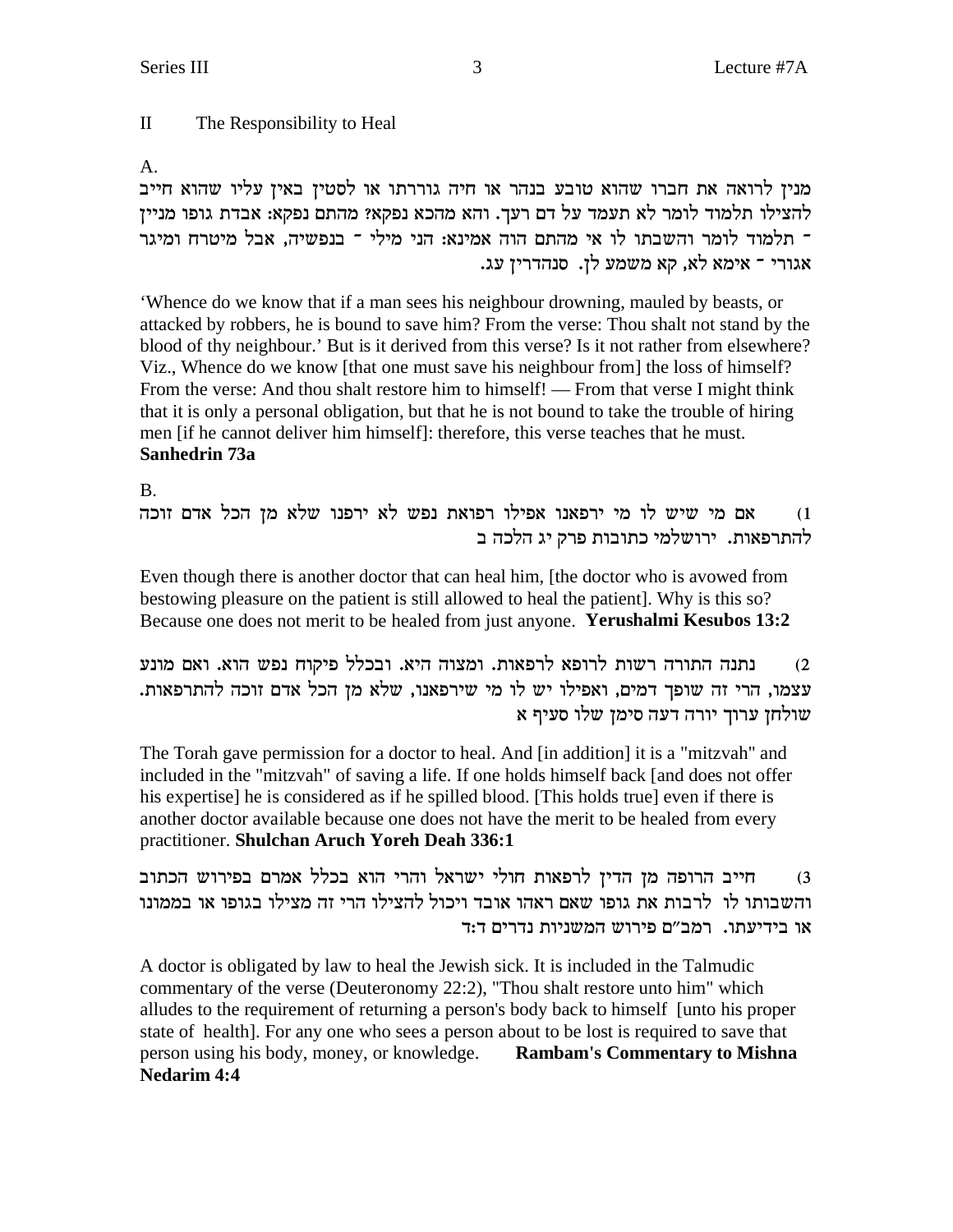## II The Responsibility to Heal

A.

מנין לרואה את חברו שהוא טובע בנהר או חיה גוררתו או לסטין באין עליו שהוא חייב להצילו תלמוד לומר לא תעמד על דם רעך. והא מהכא נפקא? מהתם נפקא: אבדת גופו מניין ־ תלמוד לומר והשבתו לו אי מהתם הוה אמינא: הני מילי ־ בנפשיה, אבל מיטרח ומיגר אגורי ־ אימא לא, קא משמע לן. סנהדרין עג.

'Whence do we know that if a man sees his neighbour drowning, mauled by beasts, or attacked by robbers, he is bound to save him? From the verse: Thou shalt not stand by the blood of thy neighbour.' But is it derived from this verse? Is it not rather from elsewhere? Viz., Whence do we know [that one must save his neighbour from] the loss of himself? From the verse: And thou shalt restore him to himself! — From that verse I might think that it is only a personal obligation, but that he is not bound to take the trouble of hiring men [if he cannot deliver him himself]: therefore, this verse teaches that he must. **Sanhedrin 73a**

B.

1) אם מי שיש לו מי ירפאנו אפילו רפואת נפש לא ירפנו שלא מן הכל אדם זוכה להתרפאות. ירושלמי כתובות פרק יג הלכה ב

Even though there is another doctor that can heal him, [the doctor who is avowed from bestowing pleasure on the patient is still allowed to heal the patient]. Why is this so? Because one does not merit to be healed from just anyone. **Yerushalmi Kesubos 13:2**

2) נתנה התורה רשות לרופא לרפאות. ומצוה היא. ובכלל פיקוח נפש הוא. ואם מונע עצמו, הרי זה שופך דמים, ואפילו יש לו מי שירפאנו, שלא מן הכל אדם זוכה להתרפאות. שולחן ערוך יורה דעה סימן שלו סעיף א

The Torah gave permission for a doctor to heal. And [in addition] it is a "mitzvah" and included in the "mitzvah" of saving a life. If one holds himself back [and does not offer his expertise] he is considered as if he spilled blood. [This holds true] even if there is another doctor available because one does not have the merit to be healed from every practitioner. **Shulchan Aruch Yoreh Deah 336:1**

3) חייב הרופה מן הדין לרפאות חולי ישראל והרי הוא בכלל אמרם בפירוש הכתוב והשבותו לו לרבות את גופו שאם ראהו אובד ויכול להצילו הרי זה מצילו בגופו או בממונו או בידיעתו. רמב"ם פירוש המשניות נדרים ד:ד

A doctor is obligated by law to heal the Jewish sick. It is included in the Talmudic commentary of the verse (Deuteronomy 22:2), "Thou shalt restore unto him" which alludes to the requirement of returning a person's body back to himself [unto his proper state of health]. For any one who sees a person about to be lost is required to save that person using his body, money, or knowledge. **Rambam's Commentary to Mishna Nedarim 4:4**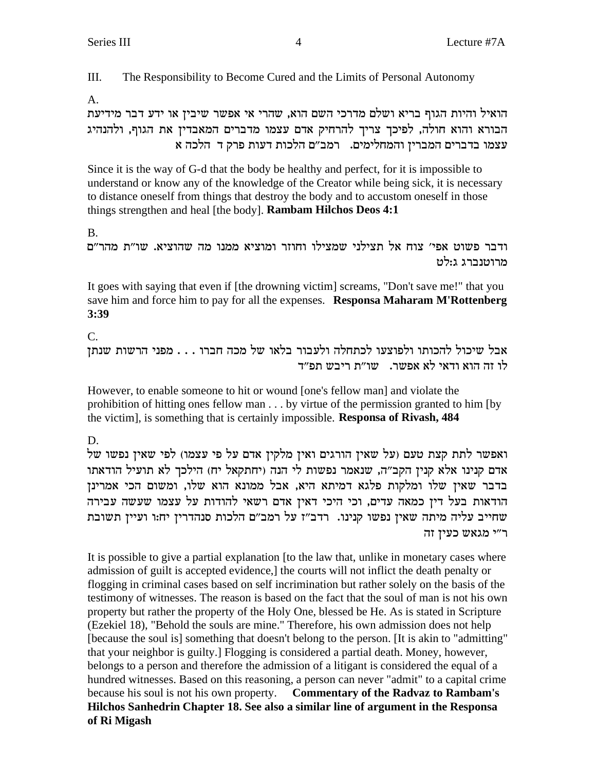## III. The Responsibility to Become Cured and the Limits of Personal Autonomy

A.

הואיל והיות הגוף בריא ושלם מדרכי השם הוא, שהרי אי אפשר שיבין או ידע דבר מידיעת הבורא והוא חולה, לפיכך צריך להרחיק אדם עצמו מדברים המאבדין את הגוף, ולהנהיג עצמו בדברים המברין והמחלימים. רמב"ם הלכות דעות פרק ד הלכה א

Since it is the way of G-d that the body be healthy and perfect, for it is impossible to understand or know any of the knowledge of the Creator while being sick, it is necessary to distance oneself from things that destroy the body and to accustom oneself in those things strengthen and heal [the body]. **Rambam Hilchos Deos 4:1**

B.

ודבר פשוט אפי' צוח אל תצילני שמצילו וחוזר ומוציא ממנו מה שהוציא. שו"ת מהר"ם מרוטנברג ג:לט

It goes with saying that even if [the drowning victim] screams, "Don't save me!" that you save him and force him to pay for all the expenses. **Responsa Maharam M'Rottenberg 3:39**

C.

אבל שיכול להכותו ולפוצעו לכתחלה ולעבור בלאו של מכה חברו . . . מפני הרשות שנתן לו זה הוא ודאי לא אפשר. שו"ת ריבש תפ"ד

However, to enable someone to hit or wound [one's fellow man] and violate the prohibition of hitting ones fellow man . . . by virtue of the permission granted to him [by the victim], is something that is certainly impossible. **Responsa of Rivash, 484**

D.

ואפשר לתת קצת טעם (על שאין הורגים ואין מלקין אדם על פי עצמו) לפי שאין נפשו של אדם קנינו אלא קנין הקב"ה, שנאמר נפשות לי הנה (יחתקאל יח) הילכך לא תועיל הודאתו בדבר שאין שלו ומלקות פלגא דמיתא היא, אבל ממונא הוא שלו, ומשום הכי אמרינן הודאות בעל דין כמאה עדים, וכי היכי דאין אדם רשאי להודות על עצמו שעשה עבירה שחייב עליה מיתה שאין נפשו קנינו. רדב"ז על רמב"ם הלכות סנהדרין יח:ו ועיין תשובת ר"י מגאש כעין זה

It is possible to give a partial explanation [to the law that, unlike in monetary cases where admission of guilt is accepted evidence,] the courts will not inflict the death penalty or flogging in criminal cases based on self incrimination but rather solely on the basis of the testimony of witnesses. The reason is based on the fact that the soul of man is not his own property but rather the property of the Holy One, blessed be He. As is stated in Scripture (Ezekiel 18), "Behold the souls are mine." Therefore, his own admission does not help [because the soul is] something that doesn't belong to the person. [It is akin to "admitting" that your neighbor is guilty.] Flogging is considered a partial death. Money, however, belongs to a person and therefore the admission of a litigant is considered the equal of a hundred witnesses. Based on this reasoning, a person can never "admit" to a capital crime because his soul is not his own property. **Commentary of the Radvaz to Rambam's Hilchos Sanhedrin Chapter 18. See also a similar line of argument in the Responsa of Ri Migash**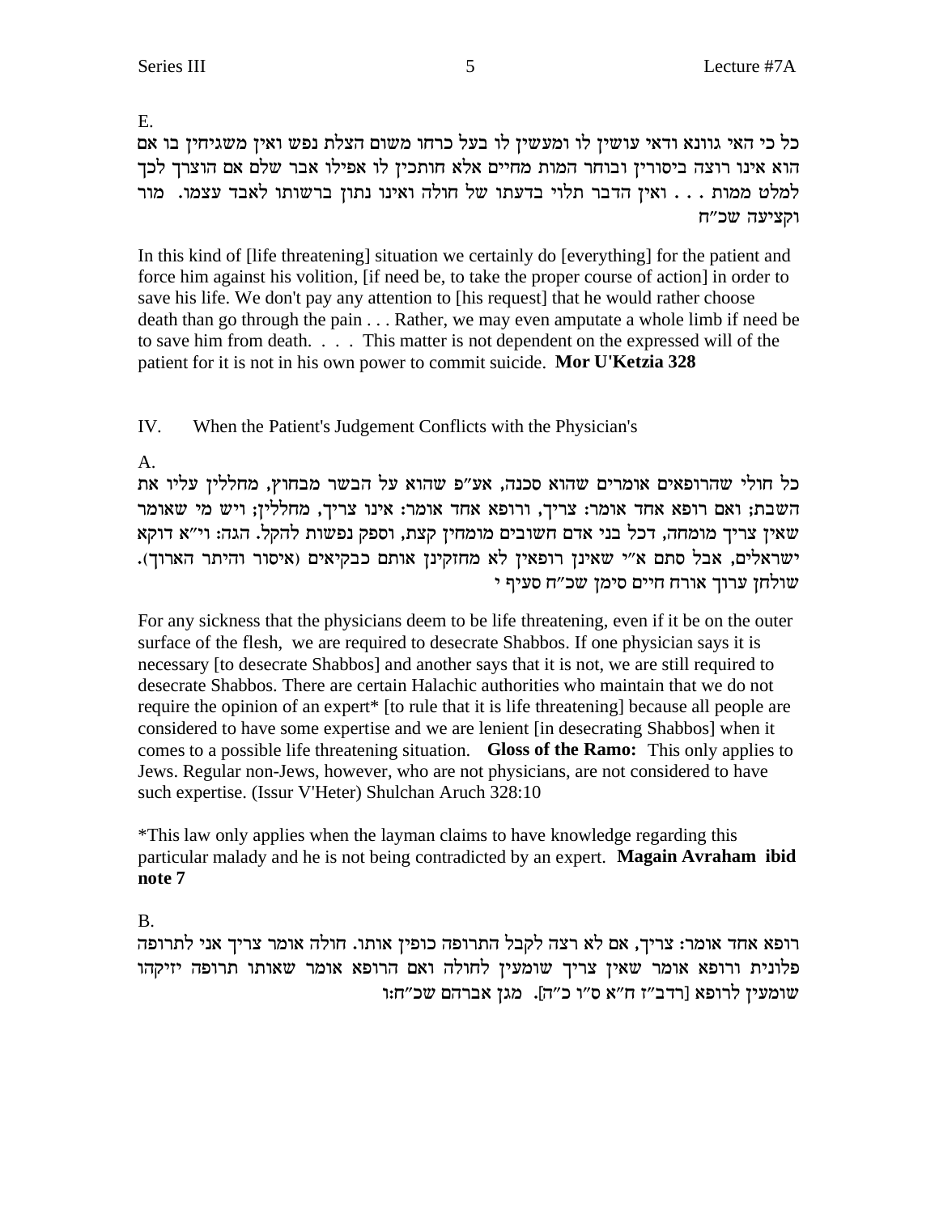E.

כל כי האי גוונא ודאי עושין לו ומעשין לו בעל כרחו משום הצלת נפש ואין משגיחין בו אם הוא אינו רוצה ביסורין ובוחר המות מחיים אלא חותכין לו אפילו אבר שלם אם הוצרך לכך למלט ממות . . . ואין הדבר תלוי בדעתו של חולה ואינו נתון ברשותו לאבד עצמו. **מור וקציעה שכ"ח**

In this kind of [life threatening] situation we certainly do [everything] for the patient and force him against his volition, [if need be, to take the proper course of action] in order to save his life. We don't pay any attention to [his request] that he would rather choose death than go through the pain . . . Rather, we may even amputate a whole limb if need be to save him from death. . . . This matter is not dependent on the expressed will of the patient for it is not in his own power to commit suicide. **Mor U'Ketzia 328**

IV. When the Patient's Judgement Conflicts with the Physician's

A.

כל חולי שהרופאים אומרים שהוא סכנה, אע"פ שהוא על הבשר מבחוץ, מחללין עליו את השבת; ואם רופא אחד אומר: צריך, ורופא אחד אומר: אינו צריך, מחללין; ויש מי שאומר שאין צריך מומחה, דכל בני אדם חשובים מומחין קצת, וספק נפשות להקל. הגה: וי"א דוקא ישראלים, אבל סתם א"י שאינן רופאין לא מחזקינן אותם כבקיאים (איסור והיתר הארוך). **שולחן ערוך אורח חיים סימן שכ"ח סעיף י**

For any sickness that the physicians deem to be life threatening, even if it be on the outer surface of the flesh, we are required to desecrate Shabbos. If one physician says it is necessary [to desecrate Shabbos] and another says that it is not, we are still required to desecrate Shabbos. There are certain Halachic authorities who maintain that we do not require the opinion of an expert* [to rule that it is life threatening] because all people are considered to have some expertise and we are lenient [in desecrating Shabbos] when it comes to a possible life threatening situation. **Gloss of the Ramo:** This only applies to Jews. Regular non-Jews, however, who are not physicians, are not considered to have such expertise. (Issur V'Heter) Shulchan Aruch 328:10

*This law only applies when the layman claims to have knowledge regarding this particular malady and he is not being contradicted by an expert. **Magain Avraham ibid note 7**

B.

רופא אחד אומר: צריך, אם לא רצה לקבל התרופה כופין אותו. חולה אומר צריך אני לתרופה פלונית ורופא אומר שאין צריך שומעין לחולה ואם הרופא אומר שאותו תרופה יזיקהו שומעין לרופא [רדב"ז ח"א ס"ו כ"ה]. **מגן אברהם שכ"ח:ו**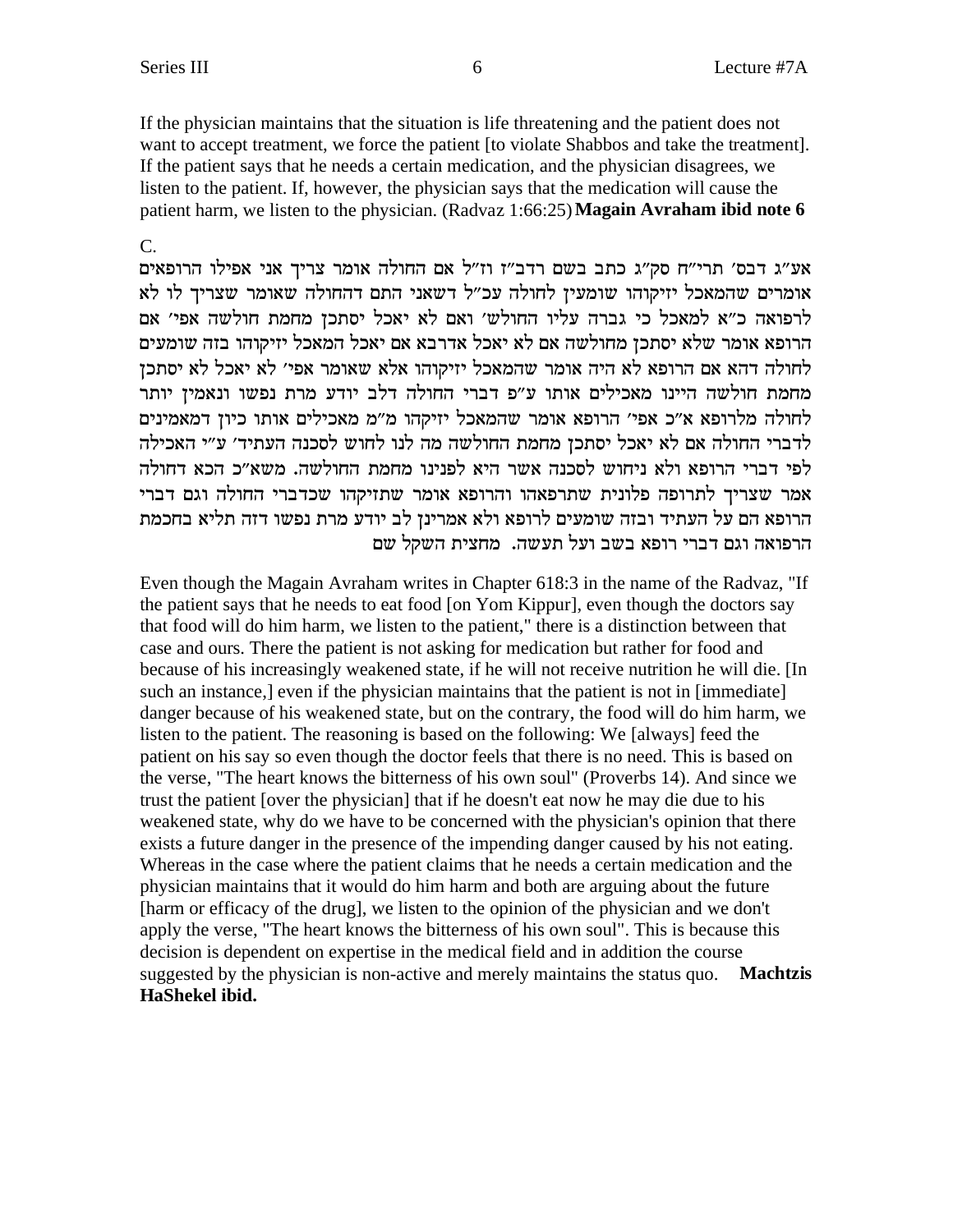If the physician maintains that the situation is life threatening and the patient does not want to accept treatment, we force the patient [to violate Shabbos and take the treatment]. If the patient says that he needs a certain medication, and the physician disagrees, we listen to the patient. If, however, the physician says that the medication will cause the patient harm, we listen to the physician. (Radvaz 1:66:25) **Magain Avraham ibid note 6**

C.

אע"ג דבס' תרי"ח סק"ג כתב בשם רדב"ז וז"ל אם החולה אומר צריך אני אפילו הרופאים אומרים שהמאכל יזיקוהו שומעין לחולה עכ"ל דשאני התם דהחולה שאומר שצריך לו לא לרפואה כ"א למאכל כי גברה עליו החולש' ואם לא יאכל יסתכן מחמת חולשה אפי' אם הרופא אומר שלא יסתכן מחולשה אם לא יאכל אדרבא אם יאכל המאכל יזיקוהו בזה שומעים לחולה דהא אם הרופא לא היה אומר שהמאכל יזיקוהו אלא שאומר אפי' לא יאכל לא יסתכן מחמת חולשה היינו מאכילים אותו ע"פ דברי החולה דלב יודע מרת נפשו ונאמין יותר לחולה מלרופא א"כ אפי' הרופא אומר שהמאכל יזיקהו מ"מ מאכילים אותו כיון דמאמינים לדברי החולה אם לא יאכל יסתכן מחמת החולשה מה לנו לחוש לסכנה העתיד' ע"י האכילה לפי דברי הרופא ולא ניחוש לסכנה אשר היא לפנינו מחמת החולשה. משא"כ הכא דחולה אמר שצריך לתרופה פלונית שתרפאהו והרופא אומר שתזיקהו שכדברי החולה וגם דברי הרופא הם על העתיד ובזה שומעים לרופא ולא אמרינן לב יודע מרת נפשו דזה תליא בחכמת הרפואה וגם דברי רופא בשב ועל תעשה. מחצית השקל שם

Even though the Magain Avraham writes in Chapter 618:3 in the name of the Radvaz, "If the patient says that he needs to eat food [on Yom Kippur], even though the doctors say that food will do him harm, we listen to the patient," there is a distinction between that case and ours. There the patient is not asking for medication but rather for food and because of his increasingly weakened state, if he will not receive nutrition he will die. [In such an instance,] even if the physician maintains that the patient is not in [immediate] danger because of his weakened state, but on the contrary, the food will do him harm, we listen to the patient. The reasoning is based on the following: We [always] feed the patient on his say so even though the doctor feels that there is no need. This is based on the verse, "The heart knows the bitterness of his own soul" (Proverbs 14). And since we trust the patient [over the physician] that if he doesn't eat now he may die due to his weakened state, why do we have to be concerned with the physician's opinion that there exists a future danger in the presence of the impending danger caused by his not eating. Whereas in the case where the patient claims that he needs a certain medication and the physician maintains that it would do him harm and both are arguing about the future [harm or efficacy of the drug], we listen to the opinion of the physician and we don't apply the verse, "The heart knows the bitterness of his own soul". This is because this decision is dependent on expertise in the medical field and in addition the course suggested by the physician is non-active and merely maintains the status quo. **Machtzis HaShekel ibid.**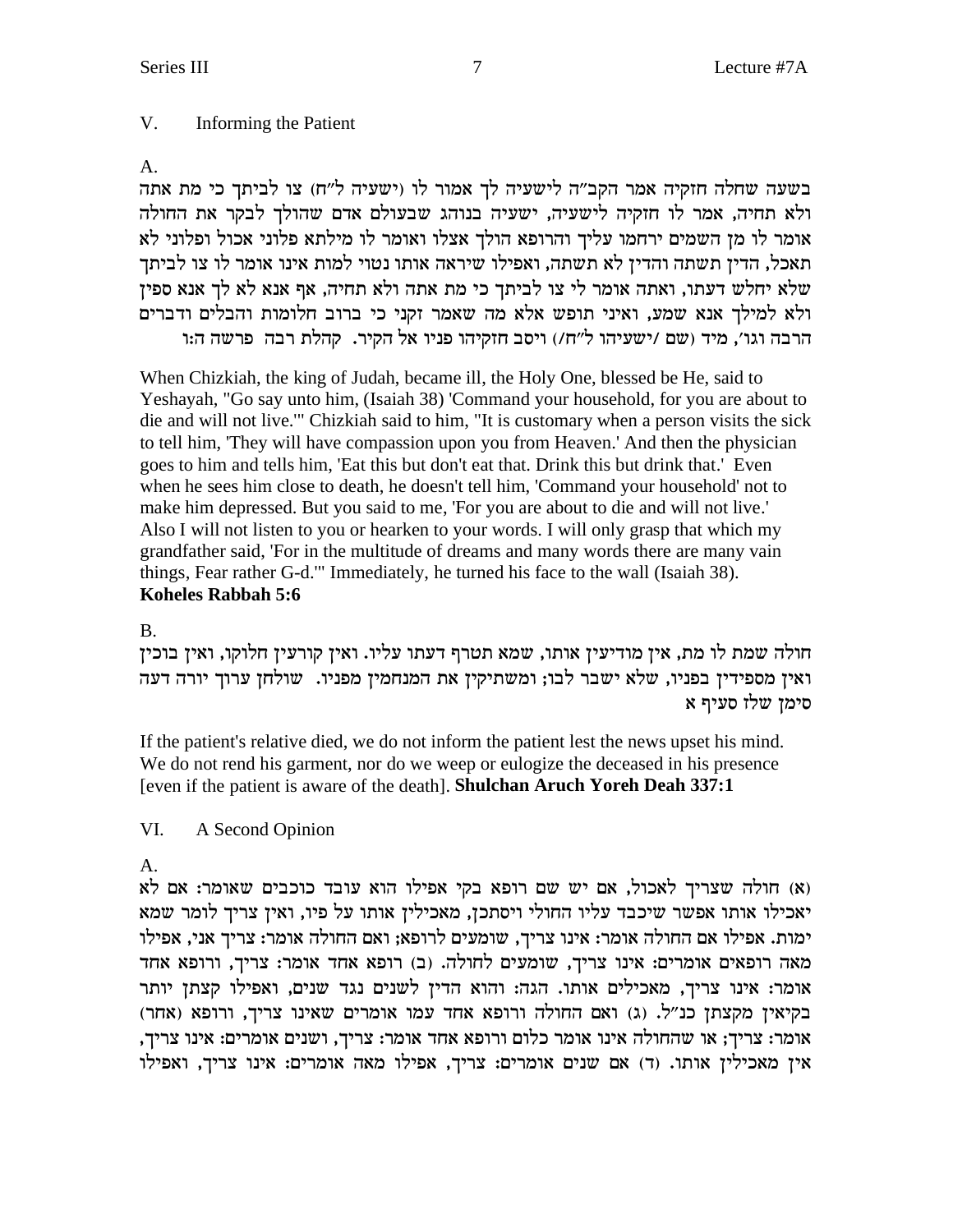## V. Informing the Patient

A.

בשעה שחלה חזקיה אמר הקב"ה לישעיה לך אמור לו (ישעיה ל"ח) צו לביתך כי מת אתה ולא תחיה, אמר לו חזקיה לישעיה, ישעיה בנוהג שבעולם אדם שהולך לבקר את החולה אומר לו מן השמים ירחמו עליך והרופא הולך אצלו ואומר לו מילתא פלוני אכול ופלוני לא תאכל, הדין תשתה והדין לא תשתה, ואפילו שיראה אותו נטוי למות אינו אומר לו צו לביתך שלא יחלש דעתו, ואתה אומר לי צו לביתך כי מת אתה ולא תחיה, אף אנא לא לך אנא ספין ולא למילך אנא שמע, ואיני תופש אלא מה שאמר זקני כי ברוב חלומות והבלים ודברים הרבה וגו', מיד (שם /ישעיהו ל"ח/) ויסב חזקיהו פניו אל הקיר. קהלת רבה פרשה ה:ו

When Chizkiah, the king of Judah, became ill, the Holy One, blessed be He, said to Yeshayah, "Go say unto him, (Isaiah 38) 'Command your household, for you are about to die and will not live.'" Chizkiah said to him, "It is customary when a person visits the sick to tell him, 'They will have compassion upon you from Heaven.' And then the physician goes to him and tells him, 'Eat this but don't eat that. Drink this but drink that.' Even when he sees him close to death, he doesn't tell him, 'Command your household' not to make him depressed. But you said to me, 'For you are about to die and will not live.' Also I will not listen to you or hearken to your words. I will only grasp that which my grandfather said, 'For in the multitude of dreams and many words there are many vain things, Fear rather G-d.'" Immediately, he turned his face to the wall (Isaiah 38). **Koheles Rabbah 5:6**

B.

חולה שמת לו מת, אין מודיעין אותו, שמא תטרף דעתו עליו. ואין קורעין חלוקו, ואין בוכין ואין מספידין בפניו, שלא ישבר לבו; ומשתיקין את המנחמין מפניו. שולחן ערוך יורה דעה סימן שלז סעיף א

If the patient's relative died, we do not inform the patient lest the news upset his mind. We do not rend his garment, nor do we weep or eulogize the deceased in his presence [even if the patient is aware of the death]. **Shulchan Aruch Yoreh Deah 337:1**

## VI. A Second Opinion

A.

(א) חולה שצריך לאכול, אם יש שם רופא בקי אפילו הוא עובד כוכבים שאומר: אם לא יאכילו אותו אפשר שיכבד עליו החולי ויסתכן, מאכילין אותו על פיו, ואין צריך לומר שמא ימות. אפילו אם החולה אומר: אינו צריך, שומעים לרופא; ואם החולה אומר: צריך אני, אפילו מאה רופאים אומרים: אינו צריך, שומעים לחולה. (ב) רופא אחד אומר: צריך, ורופא אחד אומר: אינו צריך, מאכילים אותו. הגה: והוא הדין לשנים נגד שנים, ואפילו קצתן יותר בקיאין מקצתן כנ"ל. (ג) ואם החולה ורופא אחד עמו אומרים שאינו צריך, ורופא (אחר) אומר: צריך; או שהחולה אינו אומר כלום ורופא אחד אומר: צריך, ושנים אומרים: אינו צריך, אין מאכילין אותו. (ד) אם שנים אומרים: צריך, אפילו מאה אומרים: אינו צריך, ואפילו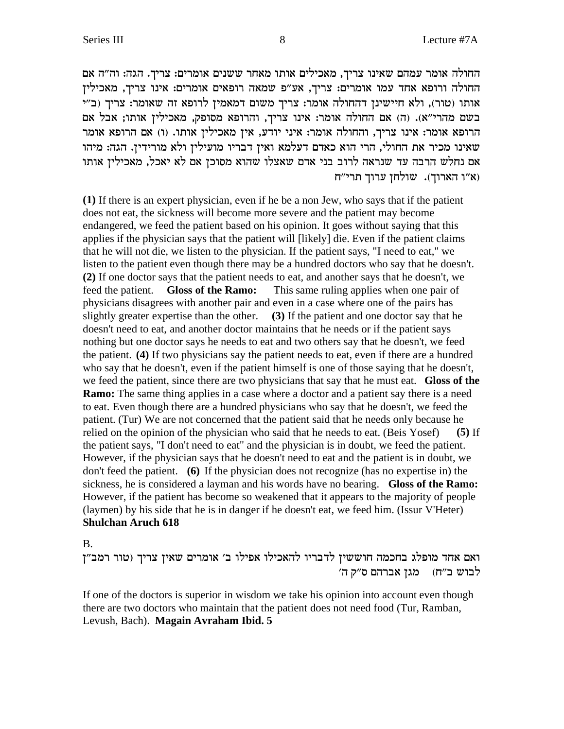החולה אומר עמהם שאינו צריך, מאכילים אותו מאחר ששנים אומרים: צריך. הגה: וה"ה אם החולה ורופא אחד עמו אומרים: צריך, אע"פ שמאה רופאים אומרים: אינו צריך, מאכילין אותו (טור), ולא חיישינן דהחולה אומר: צריך משום דמאמין לרופא זה שאומר: צריך (ב"י בשם מהרי"א). (ה) אם החולה אומר: אינו צריך, והרופא מסופק, מאכילין אותו; אבל אם הרופא אומר: אינו צריך, והחולה אומר: איני יודע, אין מאכילין אותו. (ו) אם הרופא אומר שאינו מכיר את החולי, הרי הוא כאדם דעלמא ואין דבריו מועילין ולא מורידין. הגה: מיהו אם נחלש הרבה עד שנראה לרוב בני אדם שאצלו שהוא מסוכן אם לא יאכל, מאכילין אותו (א"ו הארוך). שולחן ערוך תרי"ח

**(1)** If there is an expert physician, even if he be a non Jew, who says that if the patient does not eat, the sickness will become more severe and the patient may become endangered, we feed the patient based on his opinion. It goes without saying that this applies if the physician says that the patient will [likely] die. Even if the patient claims that he will not die, we listen to the physician. If the patient says, "I need to eat," we listen to the patient even though there may be a hundred doctors who say that he doesn't. **(2)** If one doctor says that the patient needs to eat, and another says that he doesn't, we feed the patient. **Gloss of the Ramo:** This same ruling applies when one pair of physicians disagrees with another pair and even in a case where one of the pairs has slightly greater expertise than the other. **(3)** If the patient and one doctor say that he doesn't need to eat, and another doctor maintains that he needs or if the patient says nothing but one doctor says he needs to eat and two others say that he doesn't, we feed the patient. **(4)** If two physicians say the patient needs to eat, even if there are a hundred who say that he doesn't, even if the patient himself is one of those saying that he doesn't, we feed the patient, since there are two physicians that say that he must eat. **Gloss of the Ramo:** The same thing applies in a case where a doctor and a patient say there is a need to eat. Even though there are a hundred physicians who say that he doesn't, we feed the patient. (Tur) We are not concerned that the patient said that he needs only because he relied on the opinion of the physician who said that he needs to eat. (Beis Yosef) **(5)** If the patient says, "I don't need to eat" and the physician is in doubt, we feed the patient. However, if the physician says that he doesn't need to eat and the patient is in doubt, we don't feed the patient. **(6)** If the physician does not recognize (has no expertise in) the sickness, he is considered a layman and his words have no bearing. **Gloss of the Ramo:** However, if the patient has become so weakened that it appears to the majority of people (laymen) by his side that he is in danger if he doesn't eat, we feed him. (Issur V'Heter)
**Shulchan Aruch 618**

B.

ואם אחד מופלג בחכמה חוששין לדבריו להאכילו אפילו ב' אומרים שאין צריך (טור רמב"ן לבוש ב"ח) מגן אברהם ס"ק ה'

If one of the doctors is superior in wisdom we take his opinion into account even though there are two doctors who maintain that the patient does not need food (Tur, Ramban, Levush, Bach). **Magain Avraham Ibid. 5**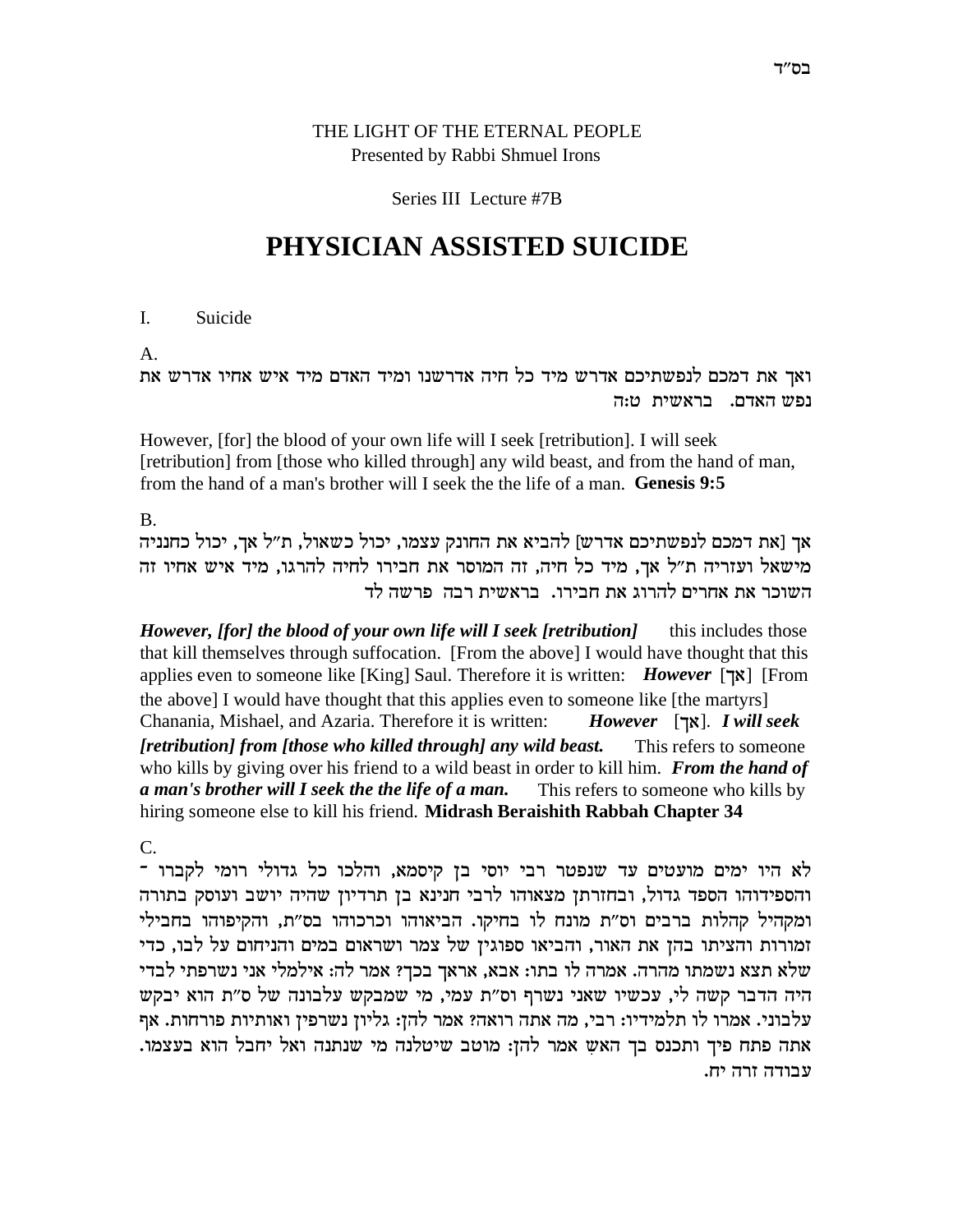בס"ד

THE LIGHT OF THE ETERNAL PEOPLE
Presented by Rabbi Shmuel Irons

Series III Lecture #7B

# PHYSICIAN ASSISTED SUICIDE

I. Suicide

A.

ואך את דמכם לנפשתיכם אדרש מיד כל חיה אדרשנו ומיד האדם מיד איש אחיו אדרש את נפש האדם. בראשית ט:ה

However, [for] the blood of your own life will I seek [retribution]. I will seek [retribution] from [those who killed through] any wild beast, and from the hand of man, from the hand of a man's brother will I seek the the life of a man. **Genesis 9:5**

B.

אך [את דמכם לנפשתיכם אדרש] להביא את החונק עצמו, יכול כשאול, ת"ל אך, יכול כחנניה מישאל ועזריה ת"ל אך, מיד כל חיה, זה המוסר את חבירו לחיה להרגו, מיד איש אחיו זה השוכר את אחרים להרוג את חבירו. בראשית רבה פרשה לד

***However, [for] the blood of your own life will I seek [retribution]*** this includes those that kill themselves through suffocation. [From the above] I would have thought that this applies even to someone like [King] Saul. Therefore it is written: ***However*** [אך] [From the above] I would have thought that this applies even to someone like [the martyrs] Chanania, Mishael, and Azaria. Therefore it is written: ***However*** [אך]. ***I will seek [retribution] from [those who killed through] any wild beast.*** This refers to someone who kills by giving over his friend to a wild beast in order to kill him. ***From the hand of a man's brother will I seek the the life of a man.*** This refers to someone who kills by hiring someone else to kill his friend. **Midrash Beraishith Rabbah Chapter 34**

C.

לא היו ימים מועטים עד שנפטר רבי יוסי בן קיסמא, והלכו כל גדולי רומי לקברו - והספידוהו הספד גדול, ובחזרתן מצאוהו לרבי חנינא בן תרדיון שהיה יושב ועוסק בתורה ומקהיל קהלות ברבים וס"ת מונח לו בחיקו. הביאוהו וכרכוהו בס"ת, והקיפוהו בחבילי זמורות והציתו בהן את האור, והביאו ספוגין של צמר ושראום במים והניחום על לבו, כדי שלא תצא נשמתו מהרה. אמרה לו בתו: אבא, אראך בכך? אמר לה: אילמלי אני נשרפתי לבדי היה הדבר קשה לי, עכשיו שאני נשרף וס"ת עמי, מי שמבקש עלבונה של ס"ת הוא יבקש עלבוני. אמרו לו תלמידיו: רבי, מה אתה רואה? אמר להן: גליון נשרפין ואותיות פורחות. אף אתה פתח פיך ותכנס בך האשׁ אמר להן: מוטב שיטלנה מי שנתנה ואל יחבל הוא בעצמו. עבודה זרה יח.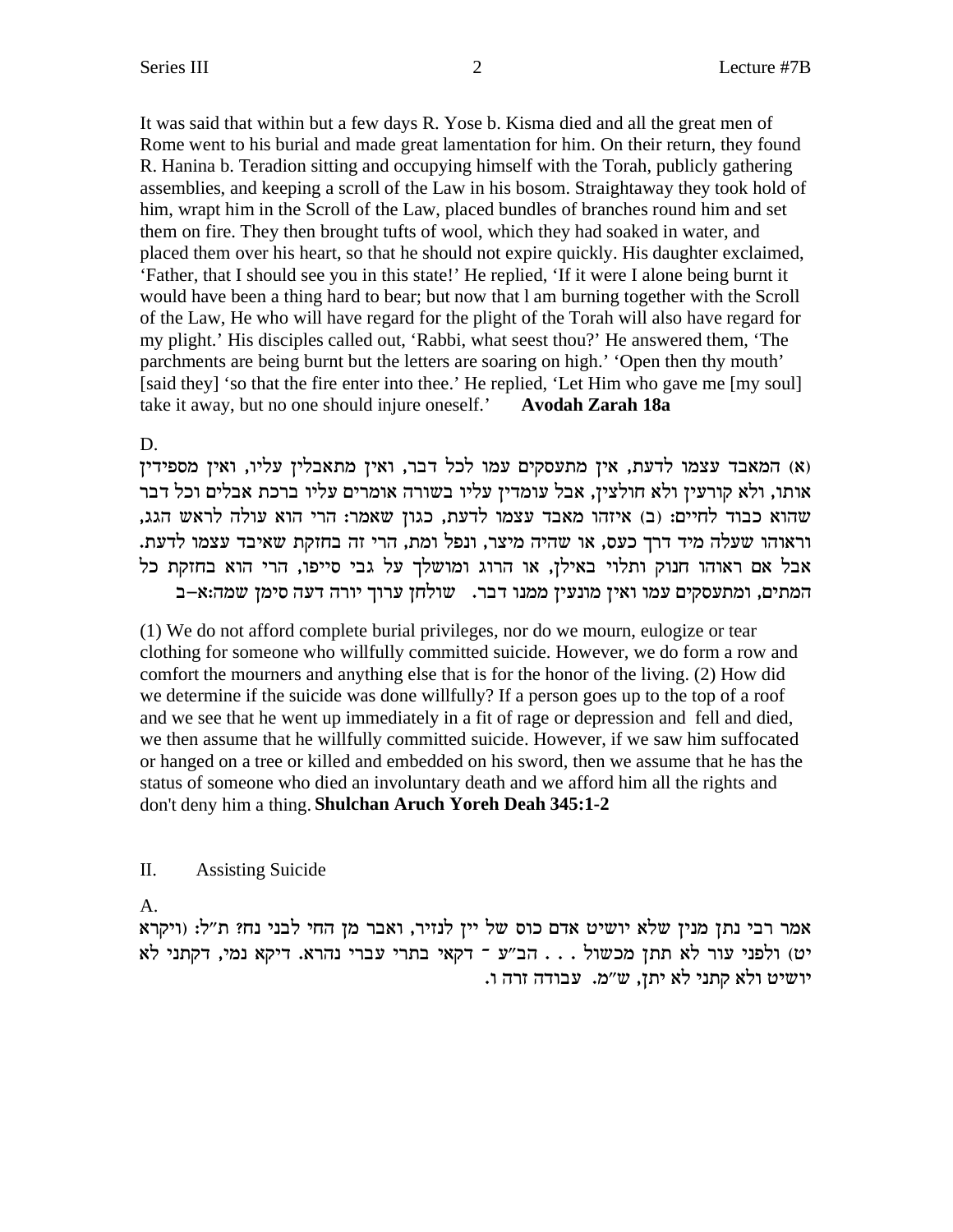It was said that within but a few days R. Yose b. Kisma died and all the great men of Rome went to his burial and made great lamentation for him. On their return, they found R. Hanina b. Teradion sitting and occupying himself with the Torah, publicly gathering assemblies, and keeping a scroll of the Law in his bosom. Straightaway they took hold of him, wrapt him in the Scroll of the Law, placed bundles of branches round him and set them on fire. They then brought tufts of wool, which they had soaked in water, and placed them over his heart, so that he should not expire quickly. His daughter exclaimed, 'Father, that I should see you in this state!' He replied, 'If it were I alone being burnt it would have been a thing hard to bear; but now that l am burning together with the Scroll of the Law, He who will have regard for the plight of the Torah will also have regard for my plight.' His disciples called out, 'Rabbi, what seest thou?' He answered them, 'The parchments are being burnt but the letters are soaring on high.' 'Open then thy mouth' [said they] 'so that the fire enter into thee.' He replied, 'Let Him who gave me [my soul] take it away, but no one should injure oneself.' **Avodah Zarah 18a**

D.

(א) המאבד עצמו לדעת, אין מתעסקים עמו לכל דבר, ואין מתאבלין עליו, ואין מספידין אותו, ולא קורעין ולא חולצין, אבל עומדין עליו בשורה אומרים עליו ברכת אבלים וכל דבר שהוא כבוד לחיים: (ב) איזהו מאבד עצמו לדעת, כגון שאמר: הרי הוא עולה לראש הגג, וראוהו שעלה מיד דרך כעס, או שהיה מיצר, ונפל ומת, הרי זה בחזקת שאיבד עצמו לדעת. אבל אם ראוהו חנוק ותלוי באילן, או הרוג ומושלך על גבי סייפו, הרי הוא בחזקת כל המתים, ומתעסקים עמו ואין מונעין ממנו דבר. שולחן ערוך יורה דעה סימן שמה:א–ב

(1) We do not afford complete burial privileges, nor do we mourn, eulogize or tear clothing for someone who willfully committed suicide. However, we do form a row and comfort the mourners and anything else that is for the honor of the living. (2) How did we determine if the suicide was done willfully? If a person goes up to the top of a roof and we see that he went up immediately in a fit of rage or depression and fell and died, we then assume that he willfully committed suicide. However, if we saw him suffocated or hanged on a tree or killed and embedded on his sword, then we assume that he has the status of someone who died an involuntary death and we afford him all the rights and don't deny him a thing. **Shulchan Aruch Yoreh Deah 345:1-2**

## II. Assisting Suicide

A.

אמר רבי נתן מנין שלא יושיט אדם כוס של יין לנזיר, ואבר מן החי לבני נח? ת"ל: (ויקרא יט) ולפני עור לא תתן מכשול . . . הב"ע ־ דקאי בתרי עברי נהרא. דיקא נמי, דקתני לא יושיט ולא קתני לא יתן, ש"מ. עבודה זרה ו.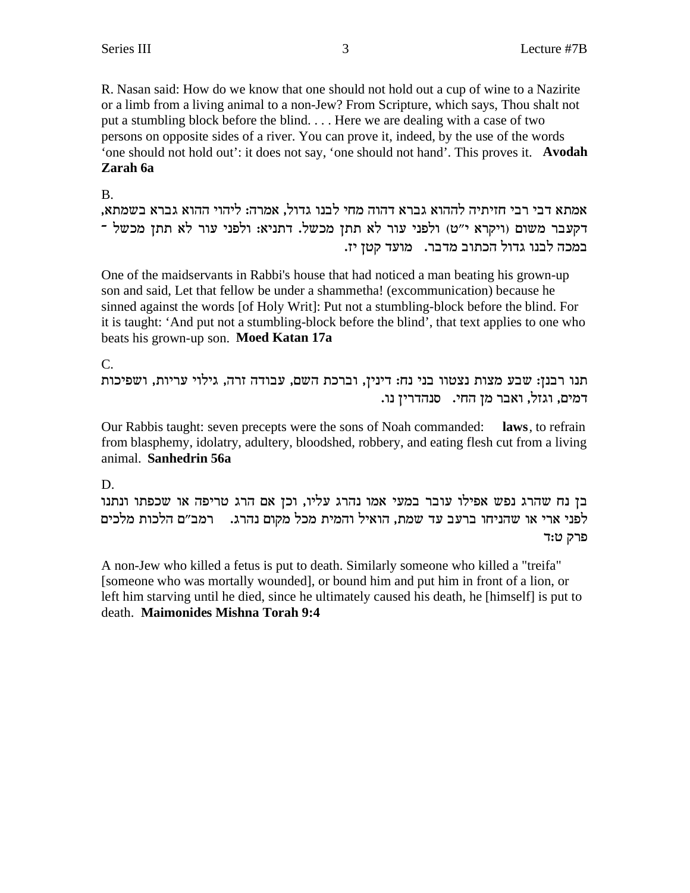R. Nasan said: How do we know that one should not hold out a cup of wine to a Nazirite or a limb from a living animal to a non-Jew? From Scripture, which says, Thou shalt not put a stumbling block before the blind. . . . Here we are dealing with a case of two persons on opposite sides of a river. You can prove it, indeed, by the use of the words 'one should not hold out': it does not say, 'one should not hand'. This proves it. **Avodah Zarah 6a**

B.

אמתא דבי רבי חזיתיה לההוא גברא דהוה מחי לבנו גדול, אמרה: ליהוי ההוא גברא בשמתא, דקעבר משום (ויקרא י"ט) ולפני עור לא תתן מכשל. דתניא: ולפני עור לא תתן מכשל - במכה לבנו גדול הכתוב מדבר. מועד קטן יז.

One of the maidservants in Rabbi's house that had noticed a man beating his grown-up son and said, Let that fellow be under a shammetha! (excommunication) because he sinned against the words [of Holy Writ]: Put not a stumbling-block before the blind. For it is taught: 'And put not a stumbling-block before the blind', that text applies to one who beats his grown-up son. **Moed Katan 17a**

C.

תנו רבנן: שבע מצות נצטוו בני נח: דינין, וברכת השם, עבודה זרה, גילוי עריות, ושפיכות דמים, וגזל, ואבר מן החי. סנהדרין נו.

Our Rabbis taught: seven precepts were the sons of Noah commanded: **laws**, to refrain from blasphemy, idolatry, adultery, bloodshed, robbery, and eating flesh cut from a living animal. **Sanhedrin 56a**

D.

בן נח שהרג נפש אפילו עובר במעי אמו נהרג עליו, וכן אם הרג טריפה או שכפתו ונתנו לפני ארי או שהניחו ברעב עד שמת, הואיל והמית מכל מקום נהרג. רמב"ם הלכות מלכים פרק ט:ד

A non-Jew who killed a fetus is put to death. Similarly someone who killed a "treifa" [someone who was mortally wounded], or bound him and put him in front of a lion, or left him starving until he died, since he ultimately caused his death, he [himself] is put to death. **Maimonides Mishna Torah 9:4**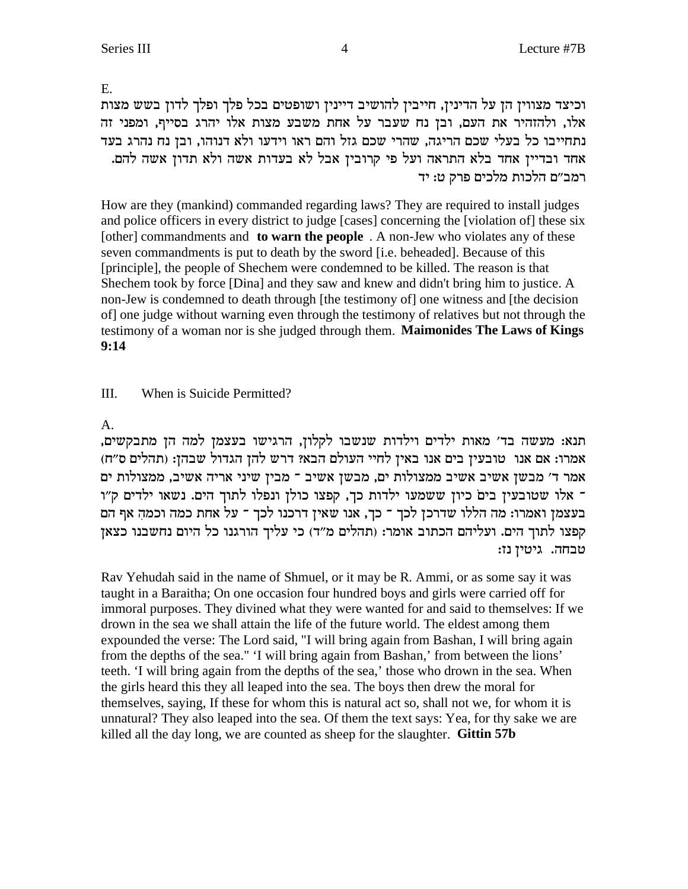E.

וכיצד מצווין הן על הדינין, חייבין להושיב דיינין ושופטים בכל פלך ופלך לדון בשש מצות אלו, ולהזהיר את העם, ובן נח שעבר על אחת משבע מצות אלו יהרג בסייף, ומפני זה נתחייבו כל בעלי שכם הריגה, שהרי שכם גזל והם ראו וידעו ולא דנוהו, ובן נח נהרג בעד אחד ובדיין אחד בלא התראה ועל פי קרובין אבל לא בעדות אשה ולא תדון אשה להם. רמב"ם הלכות מלכים פרק ט: יד

How are they (mankind) commanded regarding laws? They are required to install judges and police officers in every district to judge [cases] concerning the [violation of] these six [other] commandments and **to warn the people**. A non-Jew who violates any of these seven commandments is put to death by the sword [i.e. beheaded]. Because of this [principle], the people of Shechem were condemned to be killed. The reason is that Shechem took by force [Dina] and they saw and knew and didn't bring him to justice. A non-Jew is condemned to death through [the testimony of] one witness and [the decision of] one judge without warning even through the testimony of relatives but not through the testimony of a woman nor is she judged through them. **Maimonides The Laws of Kings 9:14**

## III. When is Suicide Permitted?

A.

תנא: מעשה בד' מאות ילדים וילדות שנשבו לקלון, הרגישו בעצמן למה הן מתבקשים, אמרו: אם אנו טובעין בים אנו באין לחיי העולם הבא? דרש להן הגדול שבהן: (תהלים ס"ח) אמר ד' מבשן אשיב אשיב ממצולות ים, מבשן אשיב - מבין שיני אריה אשיב, ממצולות ים - אלו שטובעין בים. כיון ששמעו ילדות כך, קפצו כולן ונפלו לתוך הים. נשאו ילדים ק"ו בעצמן ואמרו: מה הללו שדרכן לכך - כך, אנו שאין דרכנו לכך - על אחת כמה וכמה! אף הם קפצו לתוך הים. ועליהם הכתוב אומר: (תהלים מ"ד) כי עליך הורגנו כל היום נחשבנו כצאן טבחה. גיטין נז:

Rav Yehudah said in the name of Shmuel, or it may be R. Ammi, or as some say it was taught in a Baraitha; On one occasion four hundred boys and girls were carried off for immoral purposes. They divined what they were wanted for and said to themselves: If we drown in the sea we shall attain the life of the future world. The eldest among them expounded the verse: The Lord said, "I will bring again from Bashan, I will bring again from the depths of the sea." 'I will bring again from Bashan,' from between the lions' teeth. 'I will bring again from the depths of the sea,' those who drown in the sea. When the girls heard this they all leaped into the sea. The boys then drew the moral for themselves, saying, If these for whom this is natural act so, shall not we, for whom it is unnatural? They also leaped into the sea. Of them the text says: Yea, for thy sake we are killed all the day long, we are counted as sheep for the slaughter. **Gittin 57b**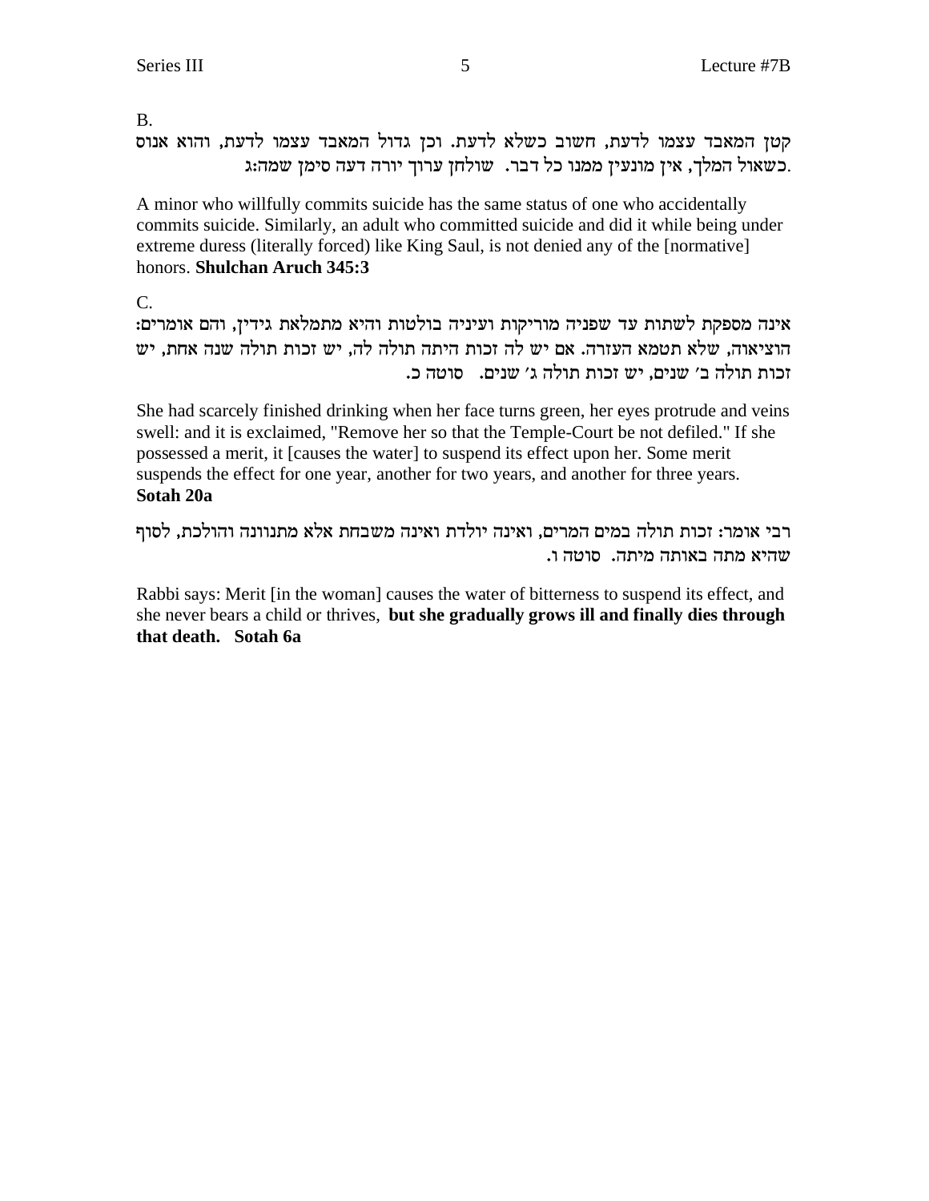B.

קטן המאבד עצמו לדעת, חשוב כשלא לדעת. וכן גדול המאבד עצמו לדעת, והוא אנוס כשאול המלך, אין מונעין ממנו כל דבר. שולחן ערוך יורה דעה סימן שמה:ג.

A minor who willfully commits suicide has the same status of one who accidentally commits suicide. Similarly, an adult who committed suicide and did it while being under extreme duress (literally forced) like King Saul, is not denied any of the [normative] honors. **Shulchan Aruch 345:3**

C.

אינה מספקת לשתות עד שפניה מוריקות ועיניה בולטות והיא מתמלאת גידין, והם אומרים: הוציאוה, שלא תטמא העזרה. אם יש לה זכות היתה תולה לה, יש זכות תולה שנה אחת, יש זכות תולה ב׳ שנים, יש זכות תולה ג׳ שנים. סוטה כ.

She had scarcely finished drinking when her face turns green, her eyes protrude and veins swell: and it is exclaimed, "Remove her so that the Temple-Court be not defiled." If she possessed a merit, it [causes the water] to suspend its effect upon her. Some merit suspends the effect for one year, another for two years, and another for three years. **Sotah 20a**

רבי אומר: זכות תולה במים המרים, ואינה יולדת ואינה משבחת אלא מתנוונה והולכת, לסוף שהיא מתה באותה מיתה. סוטה ו.

Rabbi says: Merit [in the woman] causes the water of bitterness to suspend its effect, and she never bears a child or thrives, **but she gradually grows ill and finally dies through that death. Sotah 6a**